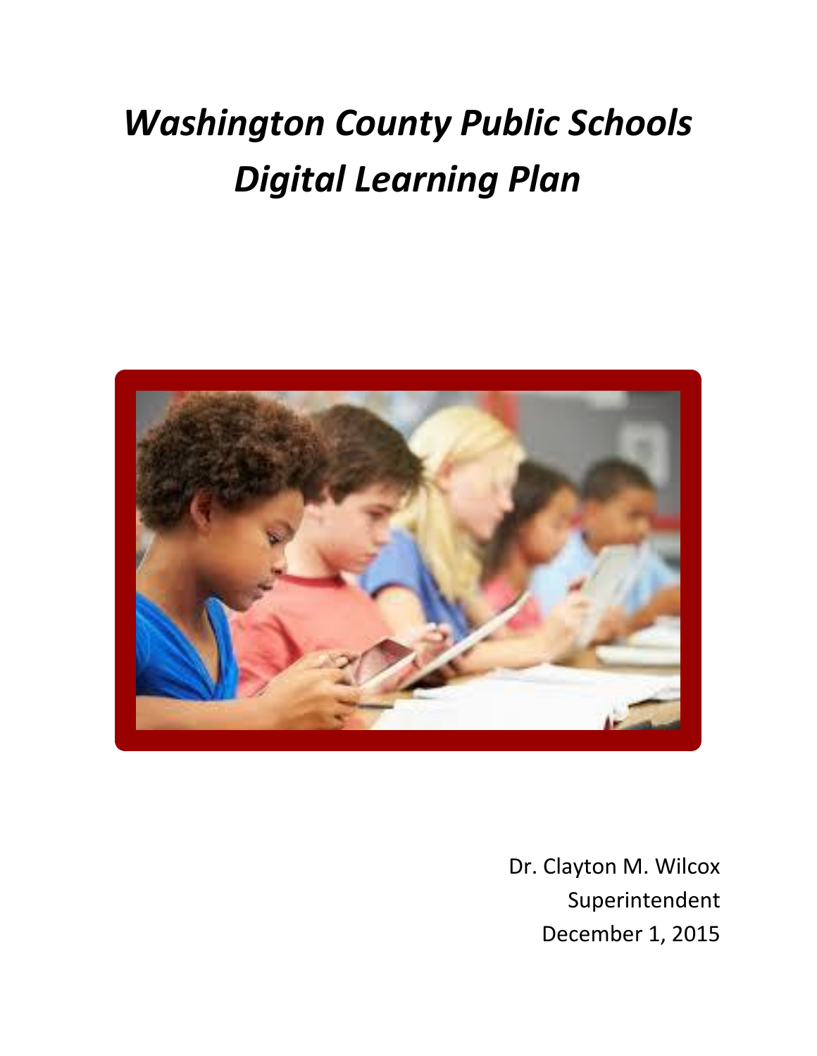# *Washington County Public Schools Digital Learning Plan*

Dr. Clayton M. Wilcox
Superintendent
December 1, 2015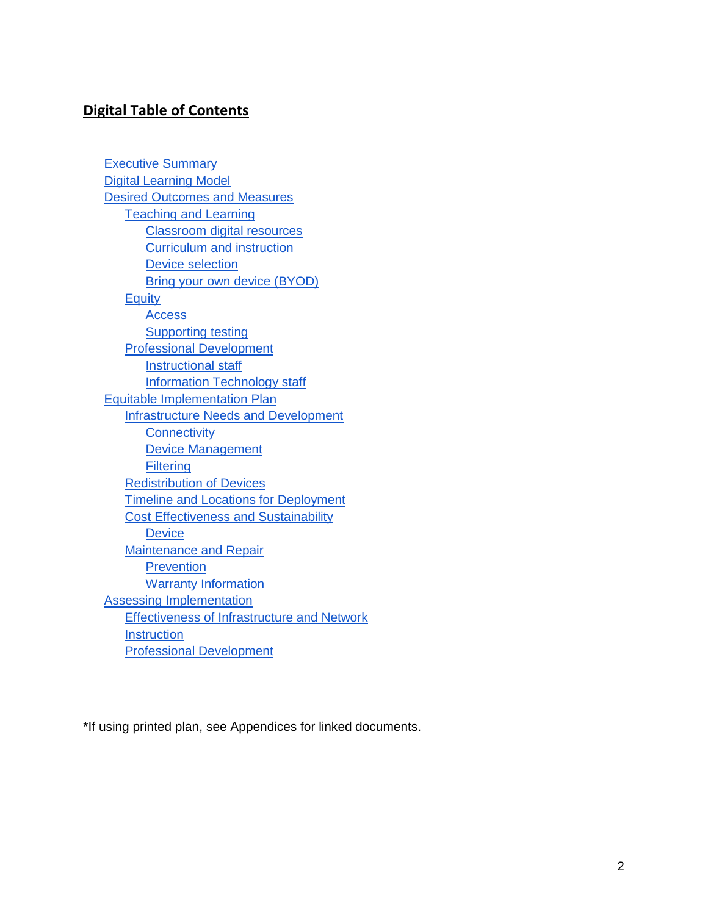## Digital Table of Contents

- Executive Summary
- Digital Learning Model
- Desired Outcomes and Measures
    - Teaching and Learning
        - Classroom digital resources
        - Curriculum and instruction
        - Device selection
        - Bring your own device (BYOD)
    - Equity
        - Access
        - Supporting testing
    - Professional Development
        - Instructional staff
        - Information Technology staff
- Equitable Implementation Plan
    - Infrastructure Needs and Development
        - Connectivity
        - Device Management
        - Filtering
    - Redistribution of Devices
    - Timeline and Locations for Deployment
    - Cost Effectiveness and Sustainability
        - Device
    - Maintenance and Repair
        - Prevention
        - Warranty Information
- Assessing Implementation
    - Effectiveness of Infrastructure and Network
    - Instruction
    - Professional Development

*If using printed plan, see Appendices for linked documents.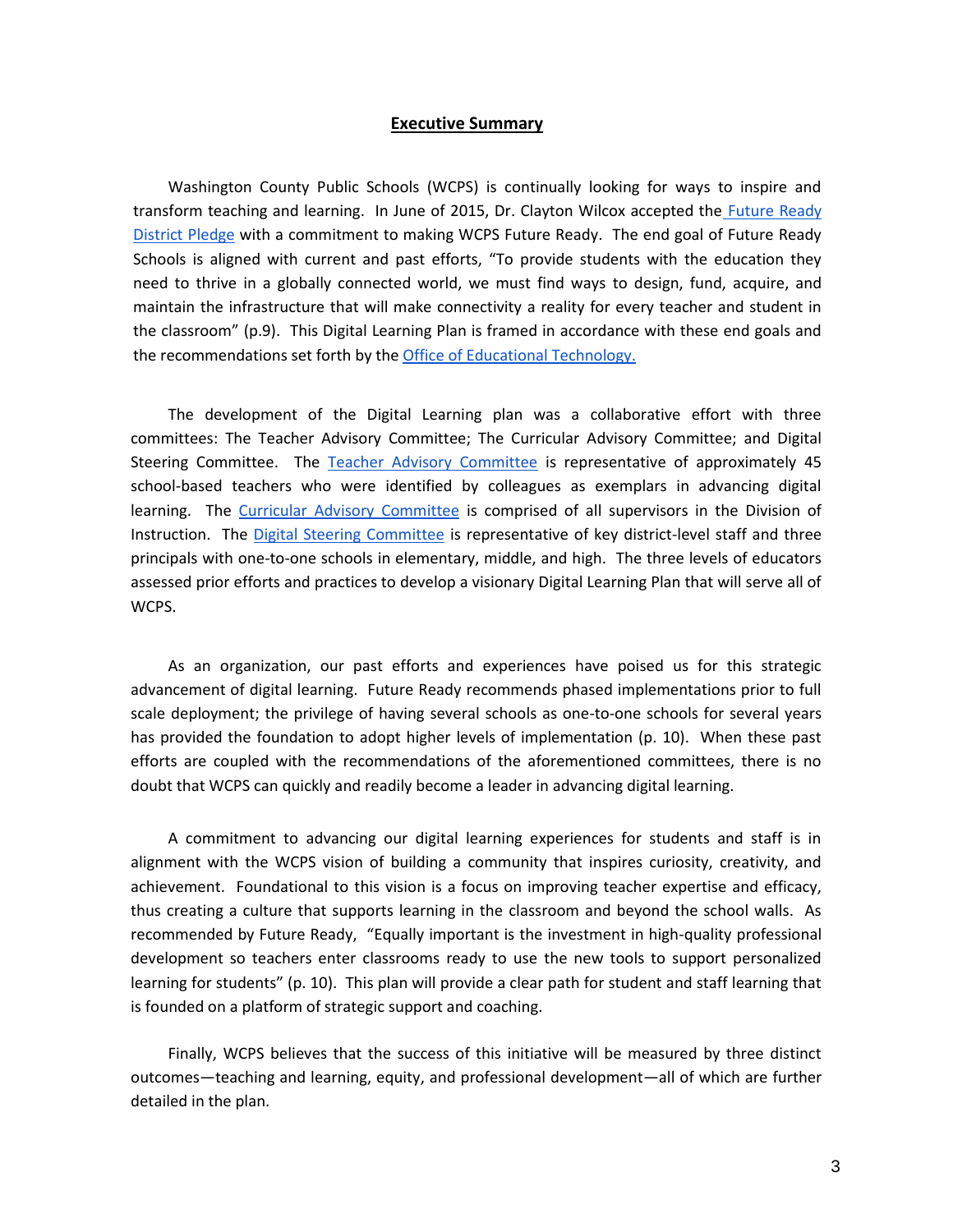## Executive Summary

Washington County Public Schools (WCPS) is continually looking for ways to inspire and transform teaching and learning. In June of 2015, Dr. Clayton Wilcox accepted the Future Ready District Pledge with a commitment to making WCPS Future Ready. The end goal of Future Ready Schools is aligned with current and past efforts, "To provide students with the education they need to thrive in a globally connected world, we must find ways to design, fund, acquire, and maintain the infrastructure that will make connectivity a reality for every teacher and student in the classroom" (p.9). This Digital Learning Plan is framed in accordance with these end goals and the recommendations set forth by the Office of Educational Technology.

The development of the Digital Learning plan was a collaborative effort with three committees: The Teacher Advisory Committee; The Curricular Advisory Committee; and Digital Steering Committee. The Teacher Advisory Committee is representative of approximately 45 school-based teachers who were identified by colleagues as exemplars in advancing digital learning. The Curricular Advisory Committee is comprised of all supervisors in the Division of Instruction. The Digital Steering Committee is representative of key district-level staff and three principals with one-to-one schools in elementary, middle, and high. The three levels of educators assessed prior efforts and practices to develop a visionary Digital Learning Plan that will serve all of WCPS.

As an organization, our past efforts and experiences have poised us for this strategic advancement of digital learning. Future Ready recommends phased implementations prior to full scale deployment; the privilege of having several schools as one-to-one schools for several years has provided the foundation to adopt higher levels of implementation (p. 10). When these past efforts are coupled with the recommendations of the aforementioned committees, there is no doubt that WCPS can quickly and readily become a leader in advancing digital learning.

A commitment to advancing our digital learning experiences for students and staff is in alignment with the WCPS vision of building a community that inspires curiosity, creativity, and achievement. Foundational to this vision is a focus on improving teacher expertise and efficacy, thus creating a culture that supports learning in the classroom and beyond the school walls. As recommended by Future Ready, "Equally important is the investment in high-quality professional development so teachers enter classrooms ready to use the new tools to support personalized learning for students" (p. 10). This plan will provide a clear path for student and staff learning that is founded on a platform of strategic support and coaching.

Finally, WCPS believes that the success of this initiative will be measured by three distinct outcomes—teaching and learning, equity, and professional development—all of which are further detailed in the plan.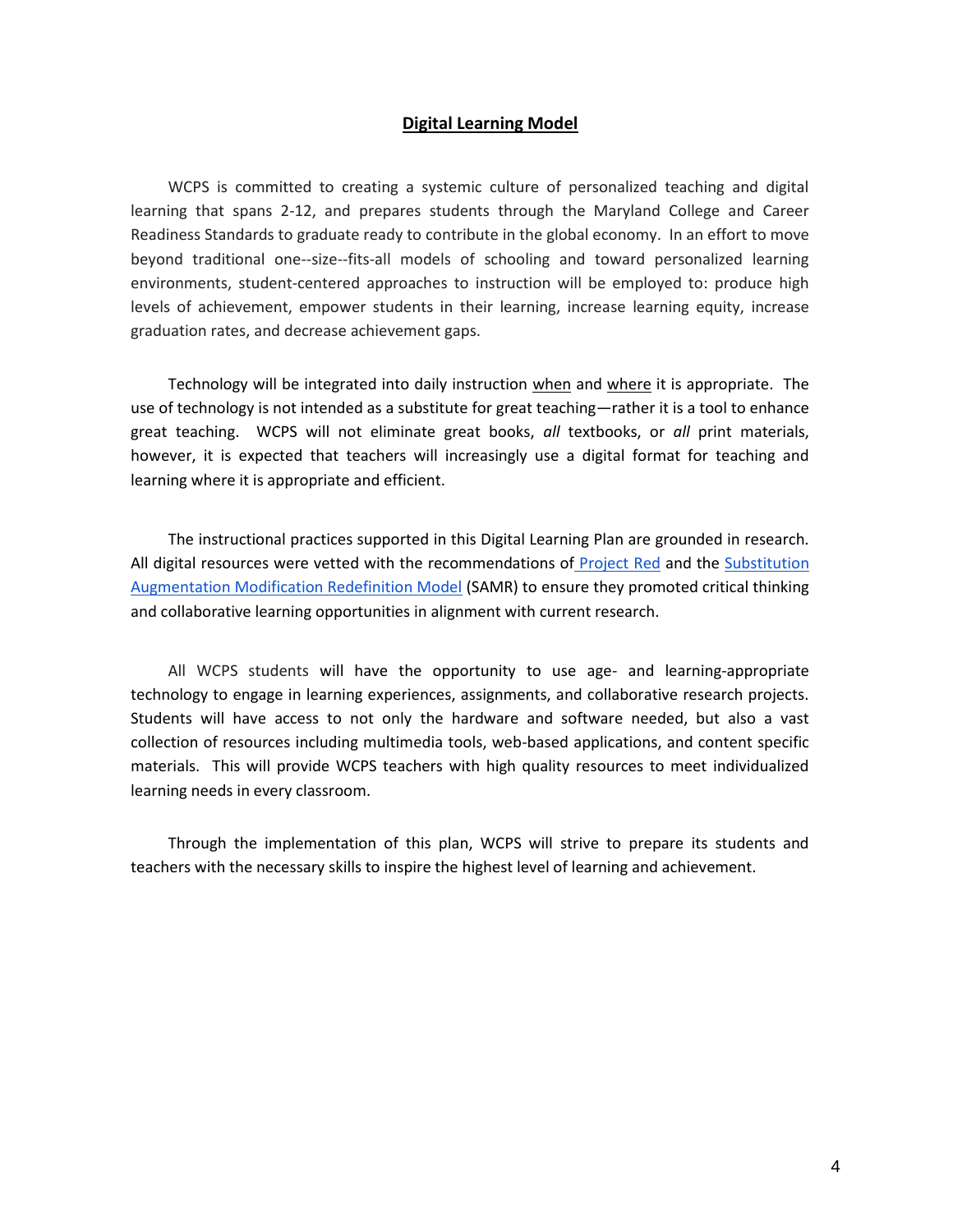## Digital Learning Model

WCPS is committed to creating a systemic culture of personalized teaching and digital learning that spans 2-12, and prepares students through the Maryland College and Career Readiness Standards to graduate ready to contribute in the global economy. In an effort to move beyond traditional one--size--fits-all models of schooling and toward personalized learning environments, student-centered approaches to instruction will be employed to: produce high levels of achievement, empower students in their learning, increase learning equity, increase graduation rates, and decrease achievement gaps.

Technology will be integrated into daily instruction when and where it is appropriate. The use of technology is not intended as a substitute for great teaching—rather it is a tool to enhance great teaching. WCPS will not eliminate great books, *all* textbooks, or *all* print materials, however, it is expected that teachers will increasingly use a digital format for teaching and learning where it is appropriate and efficient.

The instructional practices supported in this Digital Learning Plan are grounded in research. All digital resources were vetted with the recommendations of Project Red and the Substitution Augmentation Modification Redefinition Model (SAMR) to ensure they promoted critical thinking and collaborative learning opportunities in alignment with current research.

All WCPS students will have the opportunity to use age- and learning-appropriate technology to engage in learning experiences, assignments, and collaborative research projects. Students will have access to not only the hardware and software needed, but also a vast collection of resources including multimedia tools, web-based applications, and content specific materials. This will provide WCPS teachers with high quality resources to meet individualized learning needs in every classroom.

Through the implementation of this plan, WCPS will strive to prepare its students and teachers with the necessary skills to inspire the highest level of learning and achievement.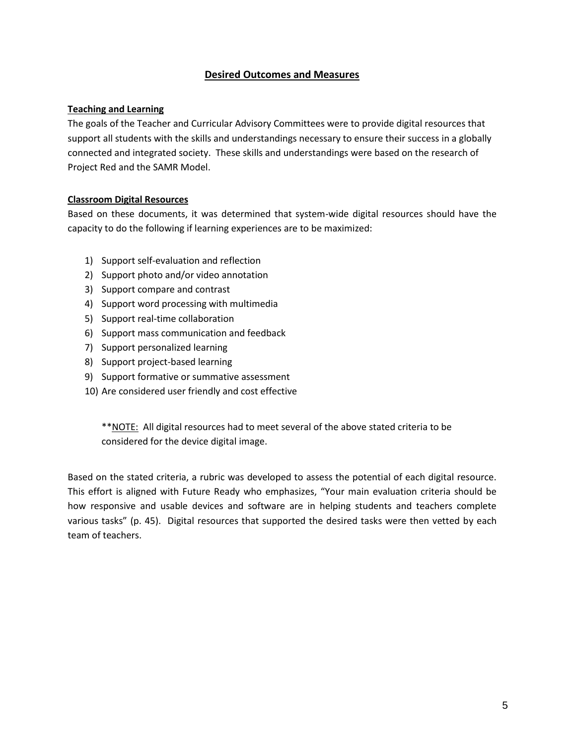## Desired Outcomes and Measures

### Teaching and Learning

The goals of the Teacher and Curricular Advisory Committees were to provide digital resources that support all students with the skills and understandings necessary to ensure their success in a globally connected and integrated society. These skills and understandings were based on the research of Project Red and the SAMR Model.

### Classroom Digital Resources

Based on these documents, it was determined that system-wide digital resources should have the capacity to do the following if learning experiences are to be maximized:

1) Support self-evaluation and reflection
2) Support photo and/or video annotation
3) Support compare and contrast
4) Support word processing with multimedia
5) Support real-time collaboration
6) Support mass communication and feedback
7) Support personalized learning
8) Support project-based learning
9) Support formative or summative assessment
10) Are considered user friendly and cost effective

> **NOTE: All digital resources had to meet several of the above stated criteria to be considered for the device digital image.

Based on the stated criteria, a rubric was developed to assess the potential of each digital resource. This effort is aligned with Future Ready who emphasizes, "Your main evaluation criteria should be how responsive and usable devices and software are in helping students and teachers complete various tasks" (p. 45). Digital resources that supported the desired tasks were then vetted by each team of teachers.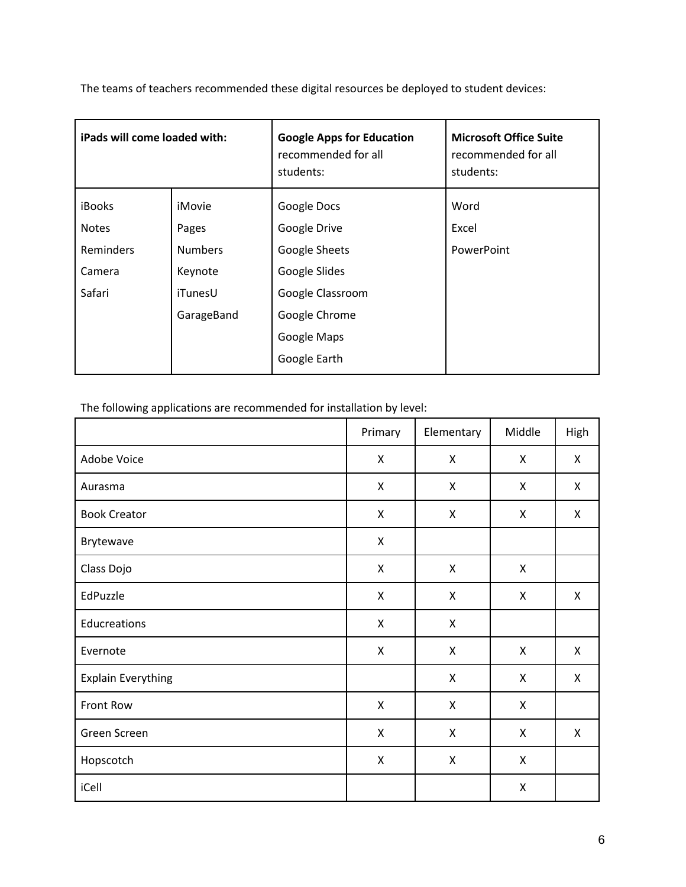The teams of teachers recommended these digital resources be deployed to student devices:

| **iPads will come loaded with:** | | **Google Apps for Education** recommended for all students: | **Microsoft Office Suite** recommended for all students: |
|---|---|---|---|
| iBooks | iMovie | Google Docs | Word |
| Notes | Pages | Google Drive | Excel |
| Reminders | Numbers | Google Sheets | PowerPoint |
| Camera | Keynote | Google Slides | |
| Safari | iTunesU | Google Classroom | |
| | GarageBand | Google Chrome | |
| | | Google Maps | |
| | | Google Earth | |

The following applications are recommended for installation by level:

| | Primary | Elementary | Middle | High |
|---|---|---|---|---|
| Adobe Voice | X | X | X | X |
| Aurasma | X | X | X | X |
| Book Creator | X | X | X | X |
| Brytewave | X | | | |
| Class Dojo | X | X | X | |
| EdPuzzle | X | X | X | X |
| Educreations | X | X | | |
| Evernote | X | X | X | X |
| Explain Everything | | X | X | X |
| Front Row | X | X | X | |
| Green Screen | X | X | X | X |
| Hopscotch | X | X | X | |
| iCell | | | X | |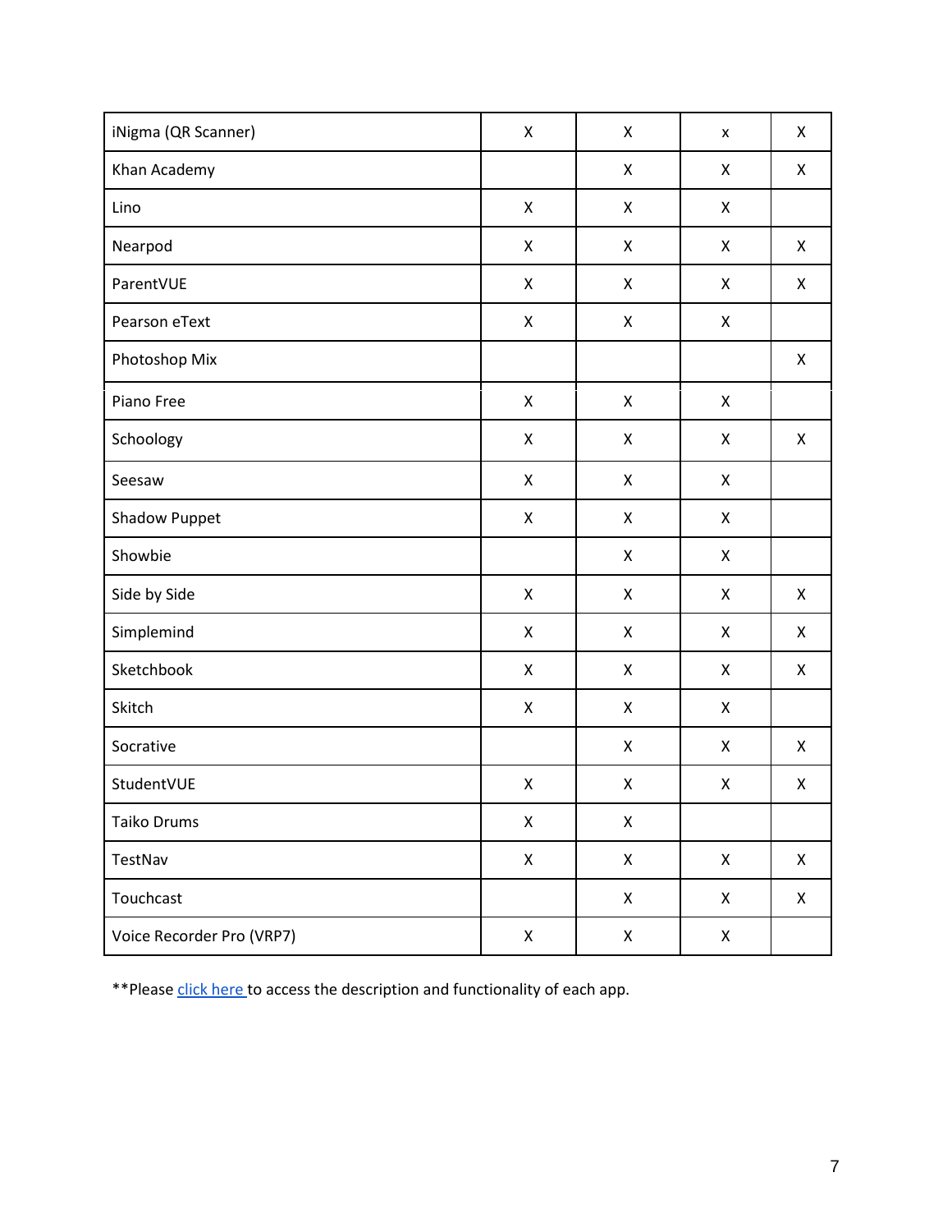| | | | | |
|---|---|---|---|---|
| iNigma (QR Scanner) | X | X | x | X |
| Khan Academy | | X | X | X |
| Lino | X | X | X | |
| Nearpod | X | X | X | X |
| ParentVUE | X | X | X | X |
| Pearson eText | X | X | X | |
| Photoshop Mix | | | | X |
| Piano Free | X | X | X | |
| Schoology | X | X | X | X |
| Seesaw | X | X | X | |
| Shadow Puppet | X | X | X | |
| Showbie | | X | X | |
| Side by Side | X | X | X | X |
| Simplemind | X | X | X | X |
| Sketchbook | X | X | X | X |
| Skitch | X | X | X | |
| Socrative | | X | X | X |
| StudentVUE | X | X | X | X |
| Taiko Drums | X | X | | |
| TestNav | X | X | X | X |
| Touchcast | | X | X | X |
| Voice Recorder Pro (VRP7) | X | X | X | |

**Please click here to access the description and functionality of each app.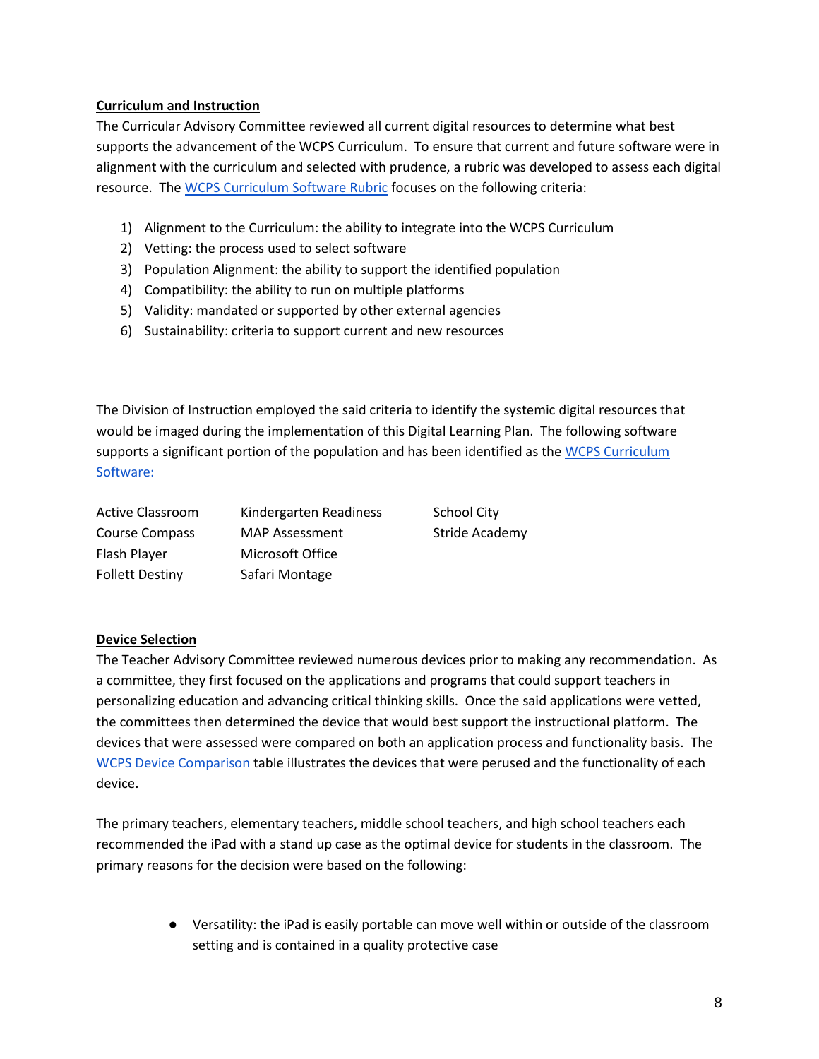**Curriculum and Instruction**

The Curricular Advisory Committee reviewed all current digital resources to determine what best supports the advancement of the WCPS Curriculum. To ensure that current and future software were in alignment with the curriculum and selected with prudence, a rubric was developed to assess each digital resource. The WCPS Curriculum Software Rubric focuses on the following criteria:

1) Alignment to the Curriculum: the ability to integrate into the WCPS Curriculum
2) Vetting: the process used to select software
3) Population Alignment: the ability to support the identified population
4) Compatibility: the ability to run on multiple platforms
5) Validity: mandated or supported by other external agencies
6) Sustainability: criteria to support current and new resources

The Division of Instruction employed the said criteria to identify the systemic digital resources that would be imaged during the implementation of this Digital Learning Plan. The following software supports a significant portion of the population and has been identified as the WCPS Curriculum Software:

| | | |
|---|---|---|
| Active Classroom | Kindergarten Readiness | School City |
| Course Compass | MAP Assessment | Stride Academy |
| Flash Player | Microsoft Office | |
| Follett Destiny | Safari Montage | |

**Device Selection**

The Teacher Advisory Committee reviewed numerous devices prior to making any recommendation. As a committee, they first focused on the applications and programs that could support teachers in personalizing education and advancing critical thinking skills. Once the said applications were vetted, the committees then determined the device that would best support the instructional platform. The devices that were assessed were compared on both an application process and functionality basis. The WCPS Device Comparison table illustrates the devices that were perused and the functionality of each device.

The primary teachers, elementary teachers, middle school teachers, and high school teachers each recommended the iPad with a stand up case as the optimal device for students in the classroom. The primary reasons for the decision were based on the following:

- Versatility: the iPad is easily portable can move well within or outside of the classroom setting and is contained in a quality protective case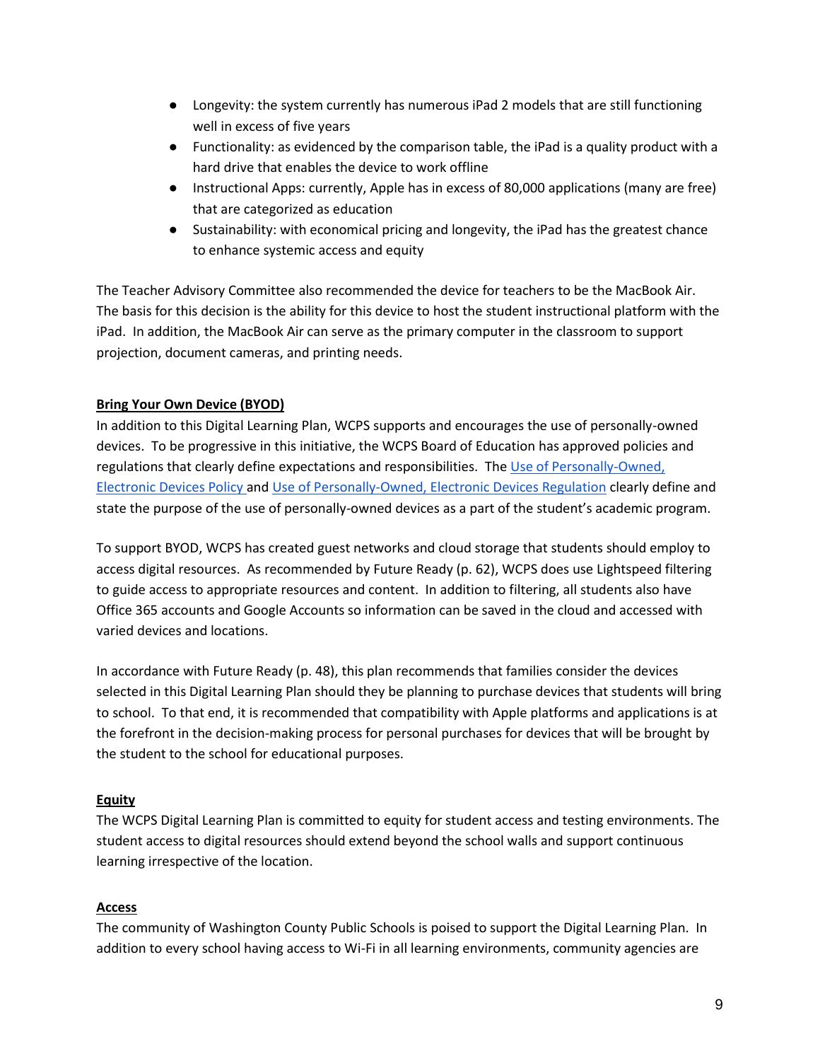- Longevity: the system currently has numerous iPad 2 models that are still functioning well in excess of five years
- Functionality: as evidenced by the comparison table, the iPad is a quality product with a hard drive that enables the device to work offline
- Instructional Apps: currently, Apple has in excess of 80,000 applications (many are free) that are categorized as education
- Sustainability: with economical pricing and longevity, the iPad has the greatest chance to enhance systemic access and equity

The Teacher Advisory Committee also recommended the device for teachers to be the MacBook Air. The basis for this decision is the ability for this device to host the student instructional platform with the iPad. In addition, the MacBook Air can serve as the primary computer in the classroom to support projection, document cameras, and printing needs.

## Bring Your Own Device (BYOD)

In addition to this Digital Learning Plan, WCPS supports and encourages the use of personally-owned devices. To be progressive in this initiative, the WCPS Board of Education has approved policies and regulations that clearly define expectations and responsibilities. The Use of Personally-Owned, Electronic Devices Policy and Use of Personally-Owned, Electronic Devices Regulation clearly define and state the purpose of the use of personally-owned devices as a part of the student's academic program.

To support BYOD, WCPS has created guest networks and cloud storage that students should employ to access digital resources. As recommended by Future Ready (p. 62), WCPS does use Lightspeed filtering to guide access to appropriate resources and content. In addition to filtering, all students also have Office 365 accounts and Google Accounts so information can be saved in the cloud and accessed with varied devices and locations.

In accordance with Future Ready (p. 48), this plan recommends that families consider the devices selected in this Digital Learning Plan should they be planning to purchase devices that students will bring to school. To that end, it is recommended that compatibility with Apple platforms and applications is at the forefront in the decision-making process for personal purchases for devices that will be brought by the student to the school for educational purposes.

## Equity

The WCPS Digital Learning Plan is committed to equity for student access and testing environments. The student access to digital resources should extend beyond the school walls and support continuous learning irrespective of the location.

## Access

The community of Washington County Public Schools is poised to support the Digital Learning Plan. In addition to every school having access to Wi-Fi in all learning environments, community agencies are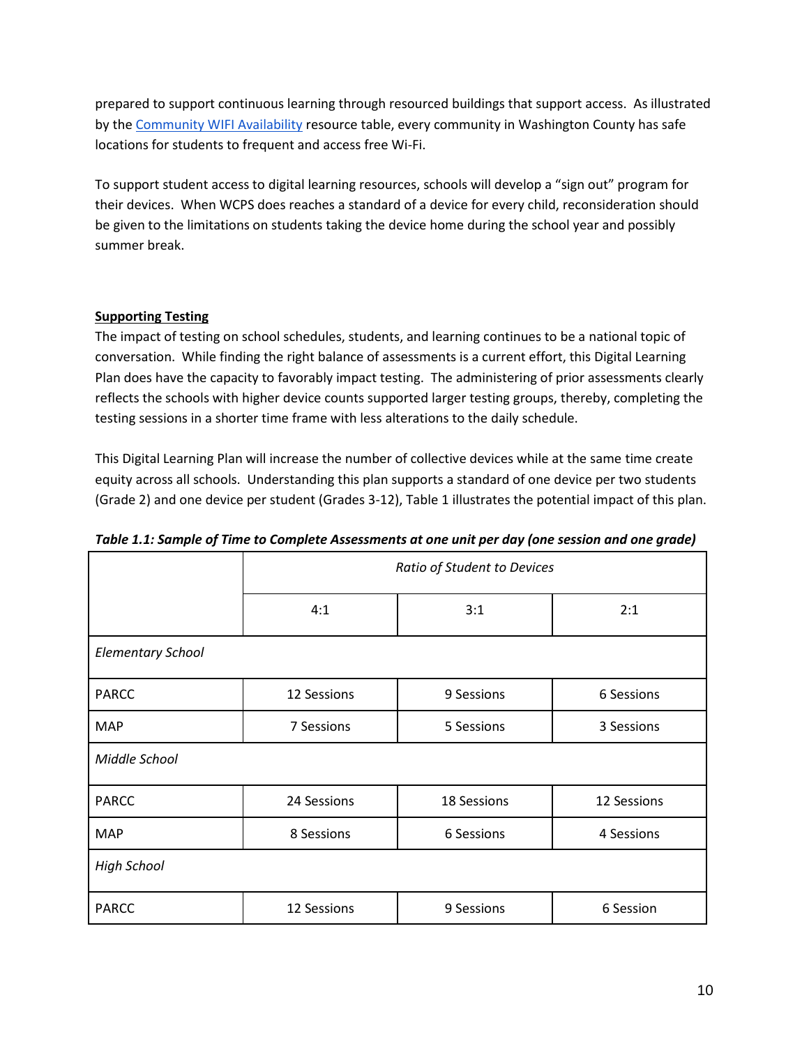prepared to support continuous learning through resourced buildings that support access. As illustrated by the [Community WIFI Availability] resource table, every community in Washington County has safe locations for students to frequent and access free Wi-Fi.

To support student access to digital learning resources, schools will develop a "sign out" program for their devices. When WCPS does reaches a standard of a device for every child, reconsideration should be given to the limitations on students taking the device home during the school year and possibly summer break.

**Supporting Testing**

The impact of testing on school schedules, students, and learning continues to be a national topic of conversation. While finding the right balance of assessments is a current effort, this Digital Learning Plan does have the capacity to favorably impact testing. The administering of prior assessments clearly reflects the schools with higher device counts supported larger testing groups, thereby, completing the testing sessions in a shorter time frame with less alterations to the daily schedule.

This Digital Learning Plan will increase the number of collective devices while at the same time create equity across all schools. Understanding this plan supports a standard of one device per two students (Grade 2) and one device per student (Grades 3-12), Table 1 illustrates the potential impact of this plan.

***Table 1.1: Sample of Time to Complete Assessments at one unit per day (one session and one grade)***

| | *Ratio of Student to Devices* | | |
|---|---|---|---|
| | 4:1 | 3:1 | 2:1 |
| *Elementary School* | | | |
| PARCC | 12 Sessions | 9 Sessions | 6 Sessions |
| MAP | 7 Sessions | 5 Sessions | 3 Sessions |
| *Middle School* | | | |
| PARCC | 24 Sessions | 18 Sessions | 12 Sessions |
| MAP | 8 Sessions | 6 Sessions | 4 Sessions |
| *High School* | | | |
| PARCC | 12 Sessions | 9 Sessions | 6 Session |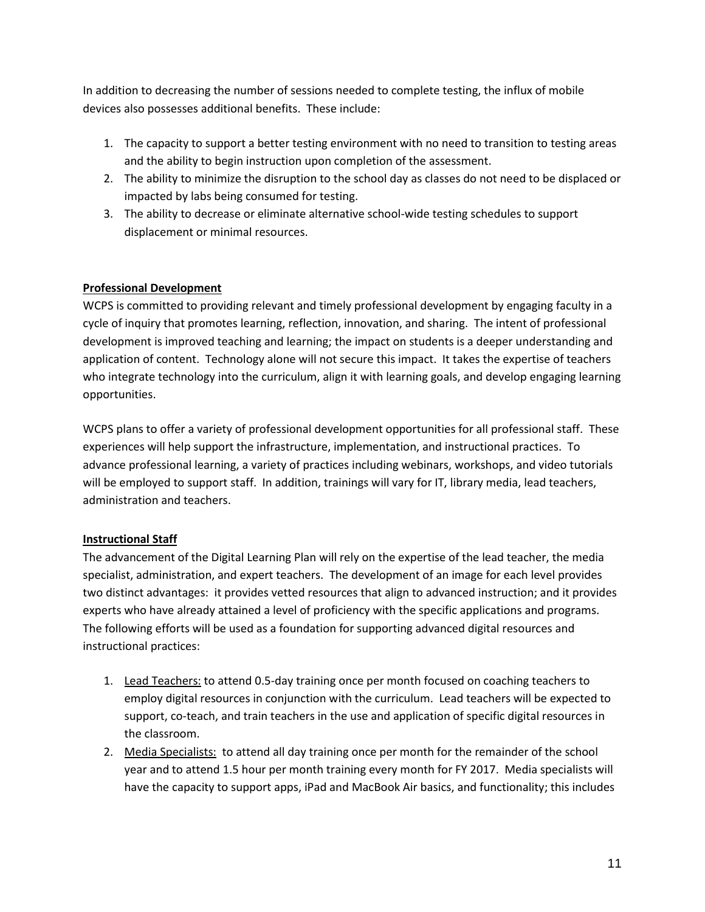In addition to decreasing the number of sessions needed to complete testing, the influx of mobile devices also possesses additional benefits. These include:

1. The capacity to support a better testing environment with no need to transition to testing areas and the ability to begin instruction upon completion of the assessment.
2. The ability to minimize the disruption to the school day as classes do not need to be displaced or impacted by labs being consumed for testing.
3. The ability to decrease or eliminate alternative school-wide testing schedules to support displacement or minimal resources.

**Professional Development**

WCPS is committed to providing relevant and timely professional development by engaging faculty in a cycle of inquiry that promotes learning, reflection, innovation, and sharing. The intent of professional development is improved teaching and learning; the impact on students is a deeper understanding and application of content. Technology alone will not secure this impact. It takes the expertise of teachers who integrate technology into the curriculum, align it with learning goals, and develop engaging learning opportunities.

WCPS plans to offer a variety of professional development opportunities for all professional staff. These experiences will help support the infrastructure, implementation, and instructional practices. To advance professional learning, a variety of practices including webinars, workshops, and video tutorials will be employed to support staff. In addition, trainings will vary for IT, library media, lead teachers, administration and teachers.

**Instructional Staff**

The advancement of the Digital Learning Plan will rely on the expertise of the lead teacher, the media specialist, administration, and expert teachers. The development of an image for each level provides two distinct advantages: it provides vetted resources that align to advanced instruction; and it provides experts who have already attained a level of proficiency with the specific applications and programs. The following efforts will be used as a foundation for supporting advanced digital resources and instructional practices:

1. Lead Teachers: to attend 0.5-day training once per month focused on coaching teachers to employ digital resources in conjunction with the curriculum. Lead teachers will be expected to support, co-teach, and train teachers in the use and application of specific digital resources in the classroom.
2. Media Specialists: to attend all day training once per month for the remainder of the school year and to attend 1.5 hour per month training every month for FY 2017. Media specialists will have the capacity to support apps, iPad and MacBook Air basics, and functionality; this includes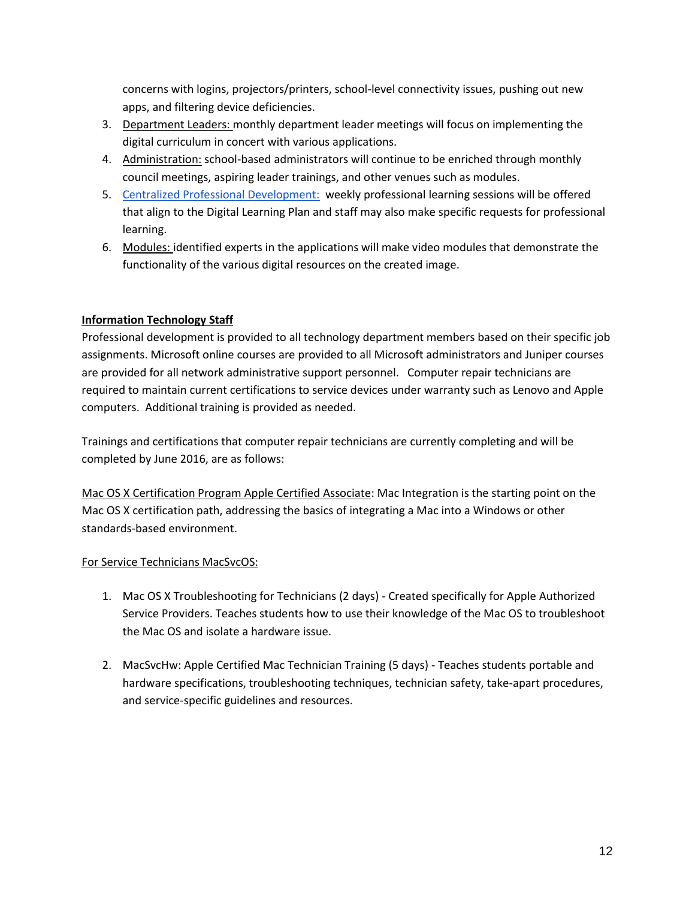concerns with logins, projectors/printers, school-level connectivity issues, pushing out new apps, and filtering device deficiencies.

3. Department Leaders: monthly department leader meetings will focus on implementing the digital curriculum in concert with various applications.
4. Administration: school-based administrators will continue to be enriched through monthly council meetings, aspiring leader trainings, and other venues such as modules.
5. Centralized Professional Development: weekly professional learning sessions will be offered that align to the Digital Learning Plan and staff may also make specific requests for professional learning.
6. Modules: identified experts in the applications will make video modules that demonstrate the functionality of the various digital resources on the created image.

**Information Technology Staff**

Professional development is provided to all technology department members based on their specific job assignments. Microsoft online courses are provided to all Microsoft administrators and Juniper courses are provided for all network administrative support personnel. Computer repair technicians are required to maintain current certifications to service devices under warranty such as Lenovo and Apple computers. Additional training is provided as needed.

Trainings and certifications that computer repair technicians are currently completing and will be completed by June 2016, are as follows:

Mac OS X Certification Program Apple Certified Associate: Mac Integration is the starting point on the Mac OS X certification path, addressing the basics of integrating a Mac into a Windows or other standards-based environment.

For Service Technicians MacSvcOS:

1. Mac OS X Troubleshooting for Technicians (2 days) - Created specifically for Apple Authorized Service Providers. Teaches students how to use their knowledge of the Mac OS to troubleshoot the Mac OS and isolate a hardware issue.

2. MacSvcHw: Apple Certified Mac Technician Training (5 days) - Teaches students portable and hardware specifications, troubleshooting techniques, technician safety, take-apart procedures, and service-specific guidelines and resources.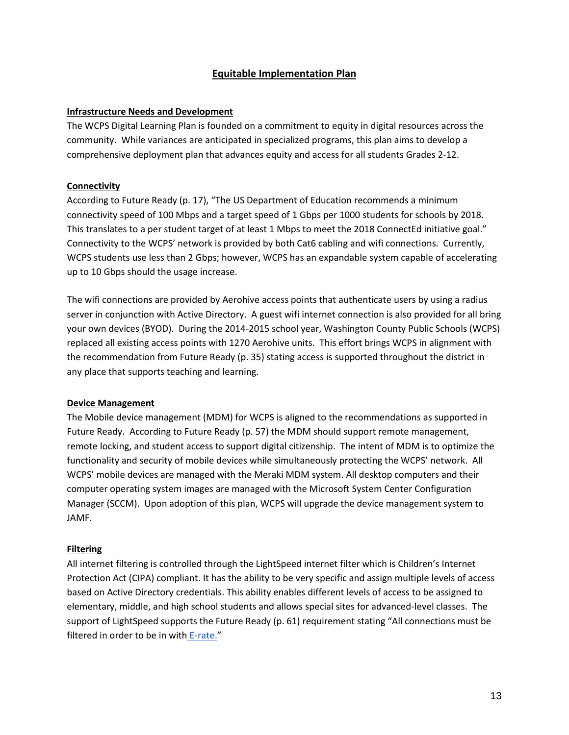## Equitable Implementation Plan

### Infrastructure Needs and Development

The WCPS Digital Learning Plan is founded on a commitment to equity in digital resources across the community. While variances are anticipated in specialized programs, this plan aims to develop a comprehensive deployment plan that advances equity and access for all students Grades 2-12.

### Connectivity

According to Future Ready (p. 17), "The US Department of Education recommends a minimum connectivity speed of 100 Mbps and a target speed of 1 Gbps per 1000 students for schools by 2018. This translates to a per student target of at least 1 Mbps to meet the 2018 ConnectEd initiative goal." Connectivity to the WCPS' network is provided by both Cat6 cabling and wifi connections. Currently, WCPS students use less than 2 Gbps; however, WCPS has an expandable system capable of accelerating up to 10 Gbps should the usage increase.

The wifi connections are provided by Aerohive access points that authenticate users by using a radius server in conjunction with Active Directory. A guest wifi internet connection is also provided for all bring your own devices (BYOD). During the 2014-2015 school year, Washington County Public Schools (WCPS) replaced all existing access points with 1270 Aerohive units. This effort brings WCPS in alignment with the recommendation from Future Ready (p. 35) stating access is supported throughout the district in any place that supports teaching and learning.

### Device Management

The Mobile device management (MDM) for WCPS is aligned to the recommendations as supported in Future Ready. According to Future Ready (p. 57) the MDM should support remote management, remote locking, and student access to support digital citizenship. The intent of MDM is to optimize the functionality and security of mobile devices while simultaneously protecting the WCPS' network. All WCPS' mobile devices are managed with the Meraki MDM system. All desktop computers and their computer operating system images are managed with the Microsoft System Center Configuration Manager (SCCM). Upon adoption of this plan, WCPS will upgrade the device management system to JAMF.

### Filtering

All internet filtering is controlled through the LightSpeed internet filter which is Children's Internet Protection Act (CIPA) compliant. It has the ability to be very specific and assign multiple levels of access based on Active Directory credentials. This ability enables different levels of access to be assigned to elementary, middle, and high school students and allows special sites for advanced-level classes. The support of LightSpeed supports the Future Ready (p. 61) requirement stating "All connections must be filtered in order to be in with E-rate."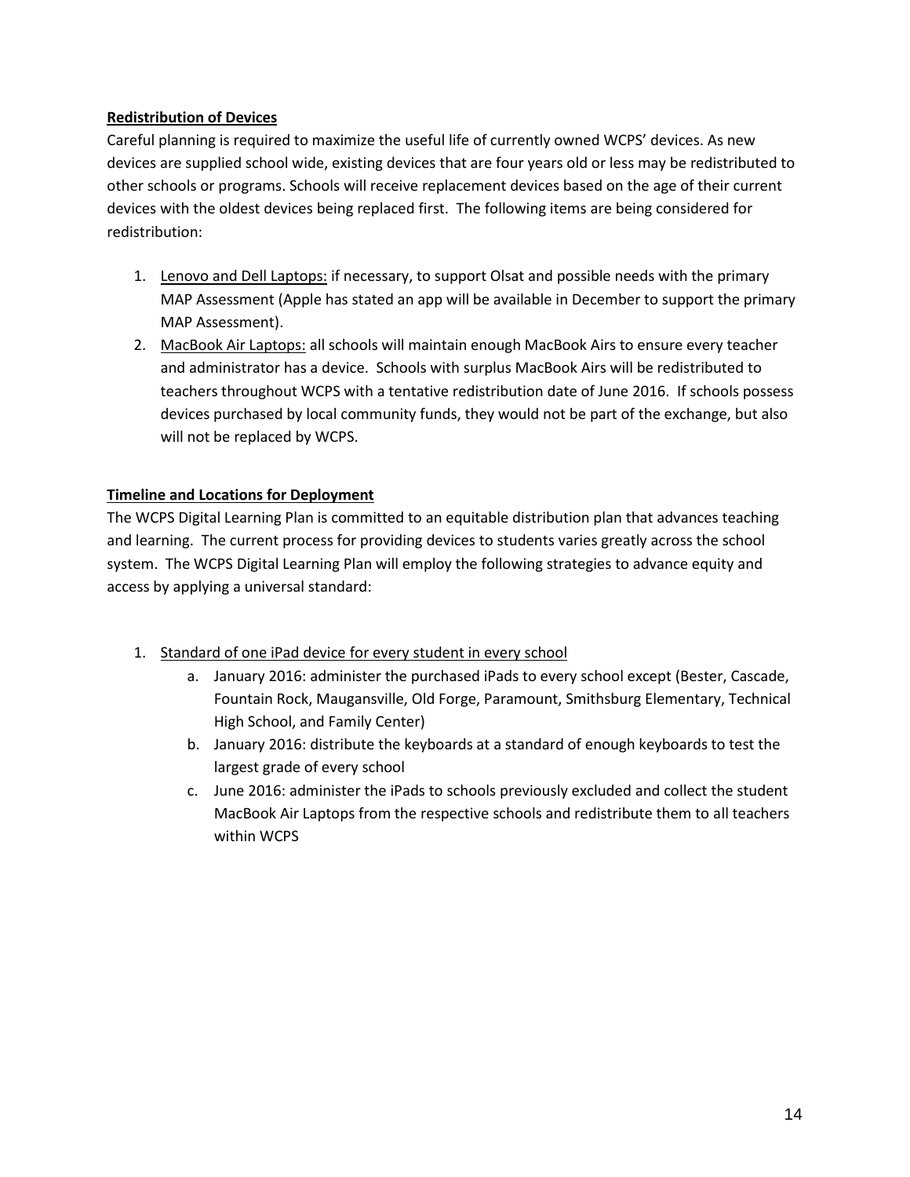**Redistribution of Devices**

Careful planning is required to maximize the useful life of currently owned WCPS' devices. As new devices are supplied school wide, existing devices that are four years old or less may be redistributed to other schools or programs. Schools will receive replacement devices based on the age of their current devices with the oldest devices being replaced first. The following items are being considered for redistribution:

1. Lenovo and Dell Laptops: if necessary, to support Olsat and possible needs with the primary MAP Assessment (Apple has stated an app will be available in December to support the primary MAP Assessment).
2. MacBook Air Laptops: all schools will maintain enough MacBook Airs to ensure every teacher and administrator has a device. Schools with surplus MacBook Airs will be redistributed to teachers throughout WCPS with a tentative redistribution date of June 2016. If schools possess devices purchased by local community funds, they would not be part of the exchange, but also will not be replaced by WCPS.

**Timeline and Locations for Deployment**

The WCPS Digital Learning Plan is committed to an equitable distribution plan that advances teaching and learning. The current process for providing devices to students varies greatly across the school system. The WCPS Digital Learning Plan will employ the following strategies to advance equity and access by applying a universal standard:

1. Standard of one iPad device for every student in every school
    a. January 2016: administer the purchased iPads to every school except (Bester, Cascade, Fountain Rock, Maugansville, Old Forge, Paramount, Smithsburg Elementary, Technical High School, and Family Center)
    b. January 2016: distribute the keyboards at a standard of enough keyboards to test the largest grade of every school
    c. June 2016: administer the iPads to schools previously excluded and collect the student MacBook Air Laptops from the respective schools and redistribute them to all teachers within WCPS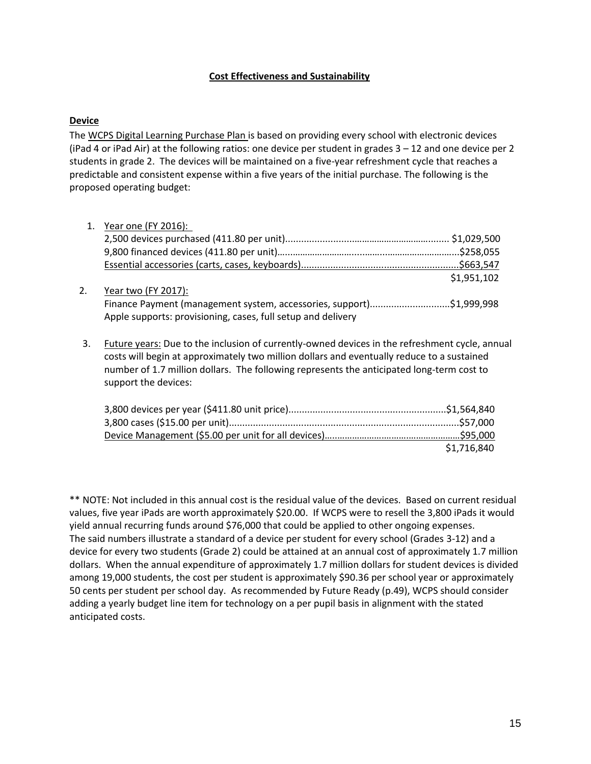## Cost Effectiveness and Sustainability

**Device**

The WCPS Digital Learning Purchase Plan is based on providing every school with electronic devices (iPad 4 or iPad Air) at the following ratios: one device per student in grades 3 – 12 and one device per 2 students in grade 2. The devices will be maintained on a five-year refreshment cycle that reaches a predictable and consistent expense within a five years of the initial purchase. The following is the proposed operating budget:

1. Year one (FY 2016):
   - 2,500 devices purchased (411.80 per unit)............................................................ $1,029,500
   - 9,800 financed devices (411.80 per unit)..........................................................$258,055
   - Essential accessories (carts, cases, keyboards)...........................................................$663,547
   - $1,951,102
2. Year two (FY 2017):
   Finance Payment (management system, accessories, support).............................$1,999,998
   Apple supports: provisioning, cases, full setup and delivery
3. Future years: Due to the inclusion of currently-owned devices in the refreshment cycle, annual costs will begin at approximately two million dollars and eventually reduce to a sustained number of 1.7 million dollars. The following represents the anticipated long-term cost to support the devices:

   - 3,800 devices per year ($411.80 unit price)...........................................................$1,564,840
   - 3,800 cases ($15.00 per unit)......................................................................................$57,000
   - Device Management ($5.00 per unit for all devices)................................................$95,000
   - $1,716,840

** NOTE: Not included in this annual cost is the residual value of the devices. Based on current residual values, five year iPads are worth approximately $20.00. If WCPS were to resell the 3,800 iPads it would yield annual recurring funds around $76,000 that could be applied to other ongoing expenses.
The said numbers illustrate a standard of a device per student for every school (Grades 3-12) and a device for every two students (Grade 2) could be attained at an annual cost of approximately 1.7 million dollars. When the annual expenditure of approximately 1.7 million dollars for student devices is divided among 19,000 students, the cost per student is approximately $90.36 per school year or approximately 50 cents per student per school day. As recommended by Future Ready (p.49), WCPS should consider adding a yearly budget line item for technology on a per pupil basis in alignment with the stated anticipated costs.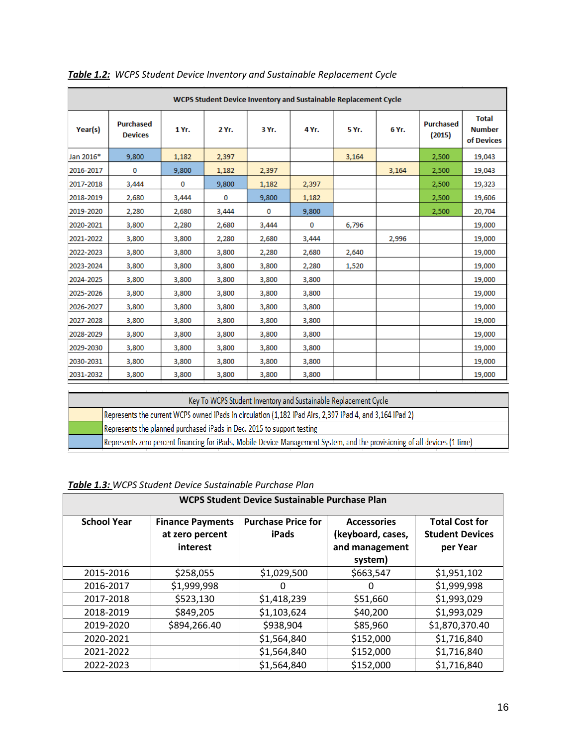***Table 1.2:*** *WCPS Student Device Inventory and Sustainable Replacement Cycle*

| WCPS Student Device Inventory and Sustainable Replacement Cycle | | | | | | | | | |
|---|---|---|---|---|---|---|---|---|---|
| Year(s) | Purchased Devices | 1 Yr. | 2 Yr. | 3 Yr. | 4 Yr. | 5 Yr. | 6 Yr. | Purchased (2015) | Total Number of Devices |
| Jan 2016* | 9,800 | 1,182 | 2,397 | | | 3,164 | | 2,500 | 19,043 |
| 2016-2017 | 0 | 9,800 | 1,182 | 2,397 | | | 3,164 | 2,500 | 19,043 |
| 2017-2018 | 3,444 | 0 | 9,800 | 1,182 | 2,397 | | | 2,500 | 19,323 |
| 2018-2019 | 2,680 | 3,444 | 0 | 9,800 | 1,182 | | | 2,500 | 19,606 |
| 2019-2020 | 2,280 | 2,680 | 3,444 | 0 | 9,800 | | | 2,500 | 20,704 |
| 2020-2021 | 3,800 | 2,280 | 2,680 | 3,444 | 0 | 6,796 | | | 19,000 |
| 2021-2022 | 3,800 | 3,800 | 2,280 | 2,680 | 3,444 | | 2,996 | | 19,000 |
| 2022-2023 | 3,800 | 3,800 | 3,800 | 2,280 | 2,680 | 2,640 | | | 19,000 |
| 2023-2024 | 3,800 | 3,800 | 3,800 | 3,800 | 2,280 | 1,520 | | | 19,000 |
| 2024-2025 | 3,800 | 3,800 | 3,800 | 3,800 | 3,800 | | | | 19,000 |
| 2025-2026 | 3,800 | 3,800 | 3,800 | 3,800 | 3,800 | | | | 19,000 |
| 2026-2027 | 3,800 | 3,800 | 3,800 | 3,800 | 3,800 | | | | 19,000 |
| 2027-2028 | 3,800 | 3,800 | 3,800 | 3,800 | 3,800 | | | | 19,000 |
| 2028-2029 | 3,800 | 3,800 | 3,800 | 3,800 | 3,800 | | | | 19,000 |
| 2029-2030 | 3,800 | 3,800 | 3,800 | 3,800 | 3,800 | | | | 19,000 |
| 2030-2031 | 3,800 | 3,800 | 3,800 | 3,800 | 3,800 | | | | 19,000 |
| 2031-2032 | 3,800 | 3,800 | 3,800 | 3,800 | 3,800 | | | | 19,000 |

| Key To WCPS Student Inventory and Sustainable Replacement Cycle | |
|---|---|
| (light yellow) | Represents the current WCPS owned iPads in circulation (1,182 iPad Airs, 2,397 iPad 4, and 3,164 iPad 2) |
| (green) | Represents the planned purchased iPads in Dec. 2015 to support testing |
| (blue) | Represents zero percent financing for iPads, Mobile Device Management System, and the provisioning of all devices (1 time) |

***Table 1.3:*** *WCPS Student Device Sustainable Purchase Plan*

| WCPS Student Device Sustainable Purchase Plan | | | | |
|---|---|---|---|---|
| School Year | Finance Payments at zero percent interest | Purchase Price for iPads | Accessories (keyboard, cases, and management system) | Total Cost for Student Devices per Year |
| 2015-2016 | $258,055 | $1,029,500 | $663,547 | $1,951,102 |
| 2016-2017 | $1,999,998 | 0 | 0 | $1,999,998 |
| 2017-2018 | $523,130 | $1,418,239 | $51,660 | $1,993,029 |
| 2018-2019 | $849,205 | $1,103,624 | $40,200 | $1,993,029 |
| 2019-2020 | $894,266.40 | $938,904 | $85,960 | $1,870,370.40 |
| 2020-2021 | | $1,564,840 | $152,000 | $1,716,840 |
| 2021-2022 | | $1,564,840 | $152,000 | $1,716,840 |
| 2022-2023 | | $1,564,840 | $152,000 | $1,716,840 |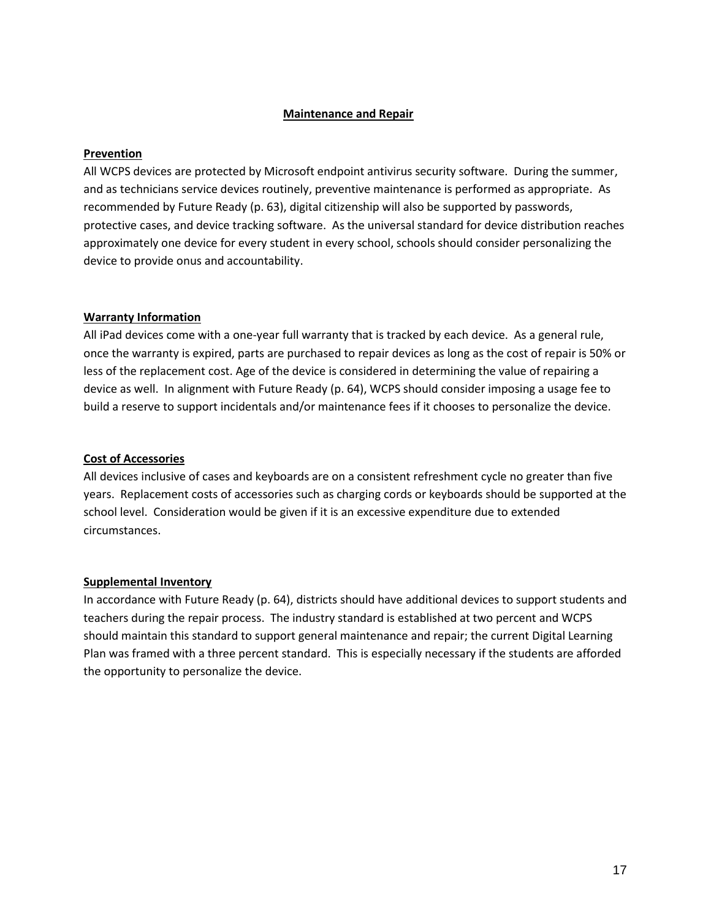## Maintenance and Repair

### Prevention

All WCPS devices are protected by Microsoft endpoint antivirus security software. During the summer, and as technicians service devices routinely, preventive maintenance is performed as appropriate. As recommended by Future Ready (p. 63), digital citizenship will also be supported by passwords, protective cases, and device tracking software. As the universal standard for device distribution reaches approximately one device for every student in every school, schools should consider personalizing the device to provide onus and accountability.

### Warranty Information

All iPad devices come with a one-year full warranty that is tracked by each device. As a general rule, once the warranty is expired, parts are purchased to repair devices as long as the cost of repair is 50% or less of the replacement cost. Age of the device is considered in determining the value of repairing a device as well. In alignment with Future Ready (p. 64), WCPS should consider imposing a usage fee to build a reserve to support incidentals and/or maintenance fees if it chooses to personalize the device.

### Cost of Accessories

All devices inclusive of cases and keyboards are on a consistent refreshment cycle no greater than five years. Replacement costs of accessories such as charging cords or keyboards should be supported at the school level. Consideration would be given if it is an excessive expenditure due to extended circumstances.

### Supplemental Inventory

In accordance with Future Ready (p. 64), districts should have additional devices to support students and teachers during the repair process. The industry standard is established at two percent and WCPS should maintain this standard to support general maintenance and repair; the current Digital Learning Plan was framed with a three percent standard. This is especially necessary if the students are afforded the opportunity to personalize the device.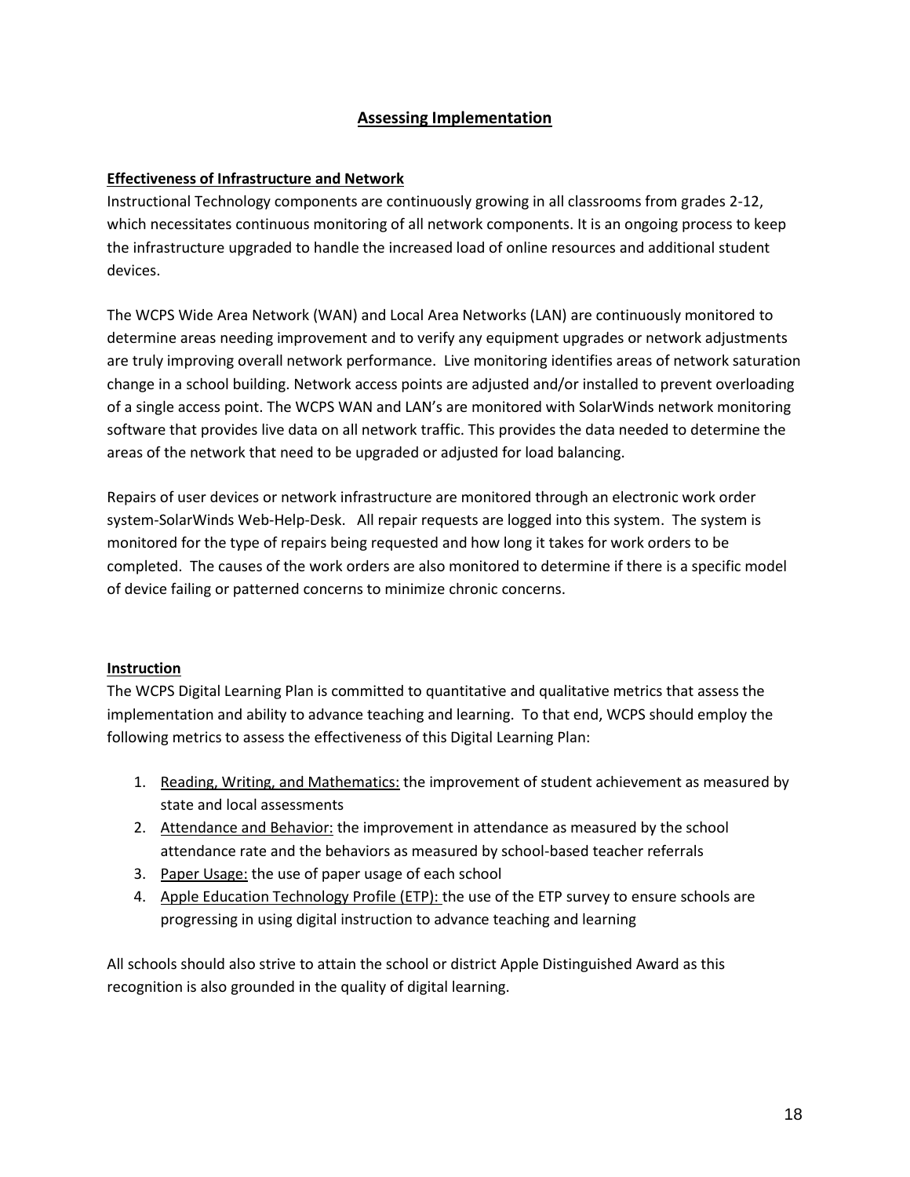## Assessing Implementation

### Effectiveness of Infrastructure and Network

Instructional Technology components are continuously growing in all classrooms from grades 2-12, which necessitates continuous monitoring of all network components. It is an ongoing process to keep the infrastructure upgraded to handle the increased load of online resources and additional student devices.

The WCPS Wide Area Network (WAN) and Local Area Networks (LAN) are continuously monitored to determine areas needing improvement and to verify any equipment upgrades or network adjustments are truly improving overall network performance. Live monitoring identifies areas of network saturation change in a school building. Network access points are adjusted and/or installed to prevent overloading of a single access point. The WCPS WAN and LAN's are monitored with SolarWinds network monitoring software that provides live data on all network traffic. This provides the data needed to determine the areas of the network that need to be upgraded or adjusted for load balancing.

Repairs of user devices or network infrastructure are monitored through an electronic work order system-SolarWinds Web-Help-Desk. All repair requests are logged into this system. The system is monitored for the type of repairs being requested and how long it takes for work orders to be completed. The causes of the work orders are also monitored to determine if there is a specific model of device failing or patterned concerns to minimize chronic concerns.

### Instruction

The WCPS Digital Learning Plan is committed to quantitative and qualitative metrics that assess the implementation and ability to advance teaching and learning. To that end, WCPS should employ the following metrics to assess the effectiveness of this Digital Learning Plan:

1. Reading, Writing, and Mathematics: the improvement of student achievement as measured by state and local assessments
2. Attendance and Behavior: the improvement in attendance as measured by the school attendance rate and the behaviors as measured by school-based teacher referrals
3. Paper Usage: the use of paper usage of each school
4. Apple Education Technology Profile (ETP): the use of the ETP survey to ensure schools are progressing in using digital instruction to advance teaching and learning

All schools should also strive to attain the school or district Apple Distinguished Award as this recognition is also grounded in the quality of digital learning.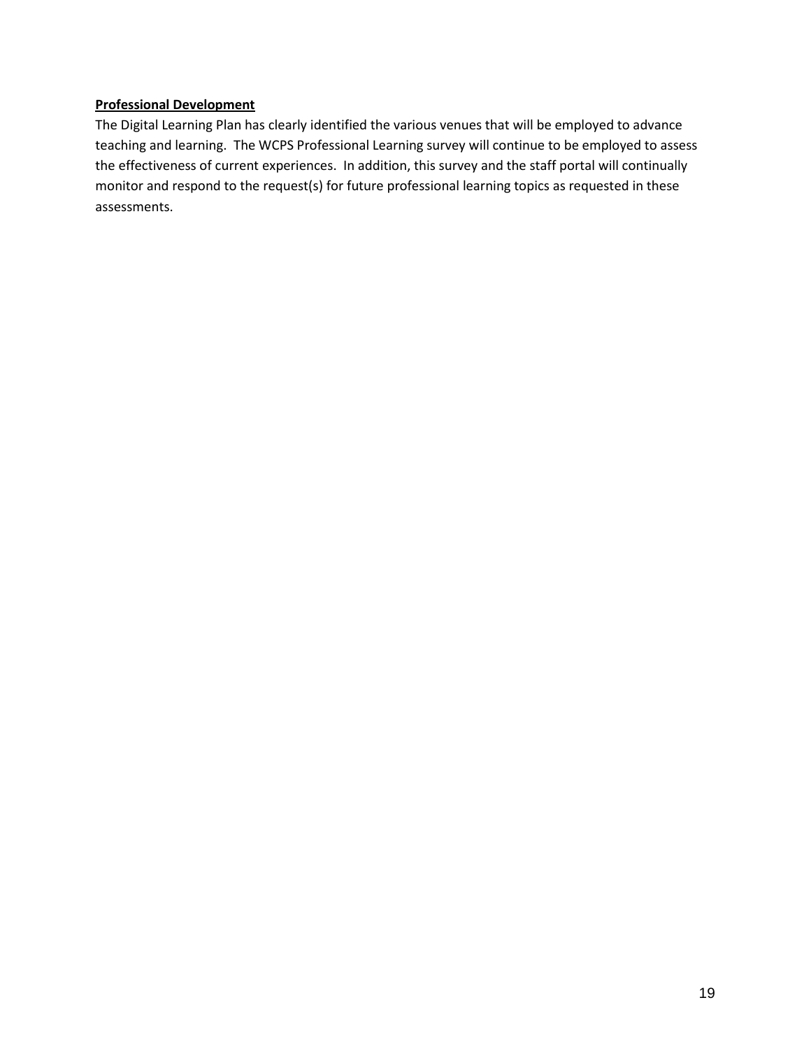**Professional Development**

The Digital Learning Plan has clearly identified the various venues that will be employed to advance teaching and learning. The WCPS Professional Learning survey will continue to be employed to assess the effectiveness of current experiences. In addition, this survey and the staff portal will continually monitor and respond to the request(s) for future professional learning topics as requested in these assessments.